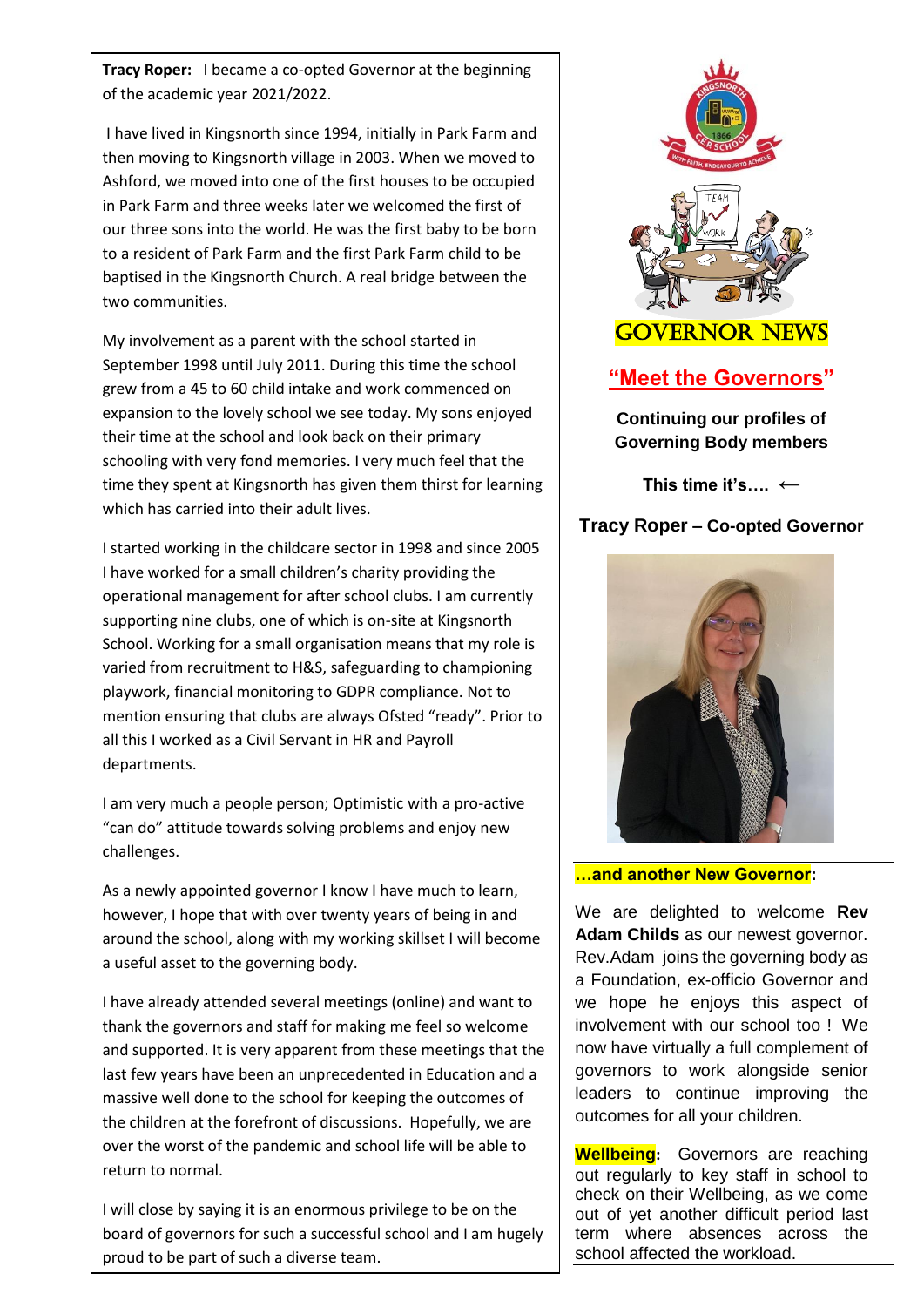# GOVERNOR NEWS

## "Meet the Governors"

**Continuing our profiles of Governing Body members**

**This time it's…. ←**

### Tracy Roper – Co-opted Governor

**Tracy Roper:** I became a co-opted Governor at the beginning of the academic year 2021/2022.

I have lived in Kingsnorth since 1994, initially in Park Farm and then moving to Kingsnorth village in 2003. When we moved to Ashford, we moved into one of the first houses to be occupied in Park Farm and three weeks later we welcomed the first of our three sons into the world. He was the first baby to be born to a resident of Park Farm and the first Park Farm child to be baptised in the Kingsnorth Church. A real bridge between the two communities.

My involvement as a parent with the school started in September 1998 until July 2011. During this time the school grew from a 45 to 60 child intake and work commenced on expansion to the lovely school we see today. My sons enjoyed their time at the school and look back on their primary schooling with very fond memories. I very much feel that the time they spent at Kingsnorth has given them thirst for learning which has carried into their adult lives.

I started working in the childcare sector in 1998 and since 2005 I have worked for a small children's charity providing the operational management for after school clubs. I am currently supporting nine clubs, one of which is on-site at Kingsnorth School. Working for a small organisation means that my role is varied from recruitment to H&S, safeguarding to championing playwork, financial monitoring to GDPR compliance. Not to mention ensuring that clubs are always Ofsted "ready". Prior to all this I worked as a Civil Servant in HR and Payroll departments.

I am very much a people person; Optimistic with a pro-active "can do" attitude towards solving problems and enjoy new challenges.

As a newly appointed governor I know I have much to learn, however, I hope that with over twenty years of being in and around the school, along with my working skillset I will become a useful asset to the governing body.

I have already attended several meetings (online) and want to thank the governors and staff for making me feel so welcome and supported. It is very apparent from these meetings that the last few years have been an unprecedented in Education and a massive well done to the school for keeping the outcomes of the children at the forefront of discussions. Hopefully, we are over the worst of the pandemic and school life will be able to return to normal.

I will close by saying it is an enormous privilege to be on the board of governors for such a successful school and I am hugely proud to be part of such a diverse team.

**…and another New Governor:**

We are delighted to welcome **Rev Adam Childs** as our newest governor. Rev.Adam joins the governing body as a Foundation, ex-officio Governor and we hope he enjoys this aspect of involvement with our school too ! We now have virtually a full complement of governors to work alongside senior leaders to continue improving the outcomes for all your children.

**Wellbeing:** Governors are reaching out regularly to key staff in school to check on their Wellbeing, as we come out of yet another difficult period last term where absences across the school affected the workload.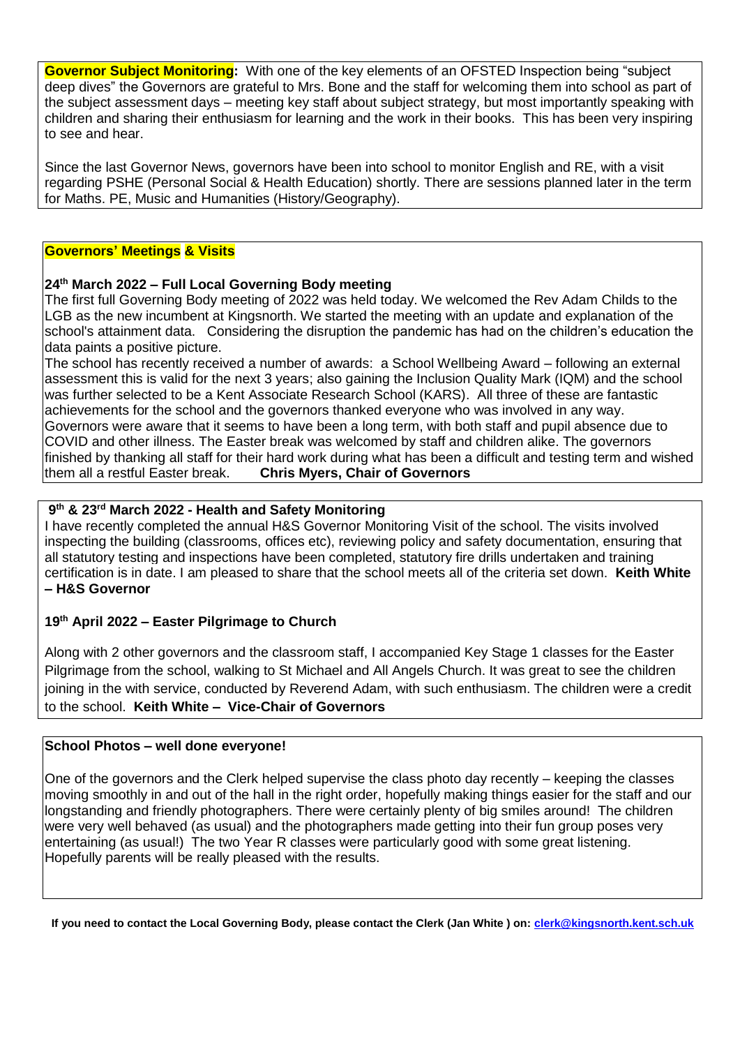**Governor Subject Monitoring:** With one of the key elements of an OFSTED Inspection being "subject deep dives" the Governors are grateful to Mrs. Bone and the staff for welcoming them into school as part of the subject assessment days – meeting key staff about subject strategy, but most importantly speaking with children and sharing their enthusiasm for learning and the work in their books. This has been very inspiring to see and hear.

Since the last Governor News, governors have been into school to monitor English and RE, with a visit regarding PSHE (Personal Social & Health Education) shortly. There are sessions planned later in the term for Maths. PE, Music and Humanities (History/Geography).

## Governors' Meetings & Visits

### 24th March 2022 – Full Local Governing Body meeting

The first full Governing Body meeting of 2022 was held today. We welcomed the Rev Adam Childs to the LGB as the new incumbent at Kingsnorth. We started the meeting with an update and explanation of the school's attainment data. Considering the disruption the pandemic has had on the children's education the data paints a positive picture.

The school has recently received a number of awards: a School Wellbeing Award – following an external assessment this is valid for the next 3 years; also gaining the Inclusion Quality Mark (IQM) and the school was further selected to be a Kent Associate Research School (KARS). All three of these are fantastic achievements for the school and the governors thanked everyone who was involved in any way.

Governors were aware that it seems to have been a long term, with both staff and pupil absence due to COVID and other illness. The Easter break was welcomed by staff and children alike. The governors finished by thanking all staff for their hard work during what has been a difficult and testing term and wished them all a restful Easter break. **Chris Myers, Chair of Governors**

### 9th & 23rd March 2022 - Health and Safety Monitoring

I have recently completed the annual H&S Governor Monitoring Visit of the school. The visits involved inspecting the building (classrooms, offices etc), reviewing policy and safety documentation, ensuring that all statutory testing and inspections have been completed, statutory fire drills undertaken and training certification is in date. I am pleased to share that the school meets all of the criteria set down. **Keith White – H&S Governor**

### 19th April 2022 – Easter Pilgrimage to Church

Along with 2 other governors and the classroom staff, I accompanied Key Stage 1 classes for the Easter Pilgrimage from the school, walking to St Michael and All Angels Church. It was great to see the children joining in the with service, conducted by Reverend Adam, with such enthusiasm. The children were a credit to the school. **Keith White – Vice-Chair of Governors**

### School Photos – well done everyone!

One of the governors and the Clerk helped supervise the class photo day recently – keeping the classes moving smoothly in and out of the hall in the right order, hopefully making things easier for the staff and our longstanding and friendly photographers. There were certainly plenty of big smiles around! The children were very well behaved (as usual) and the photographers made getting into their fun group poses very entertaining (as usual!) The two Year R classes were particularly good with some great listening. Hopefully parents will be really pleased with the results.

**If you need to contact the Local Governing Body, please contact the Clerk (Jan White ) on: clerk@kingsnorth.kent.sch.uk**